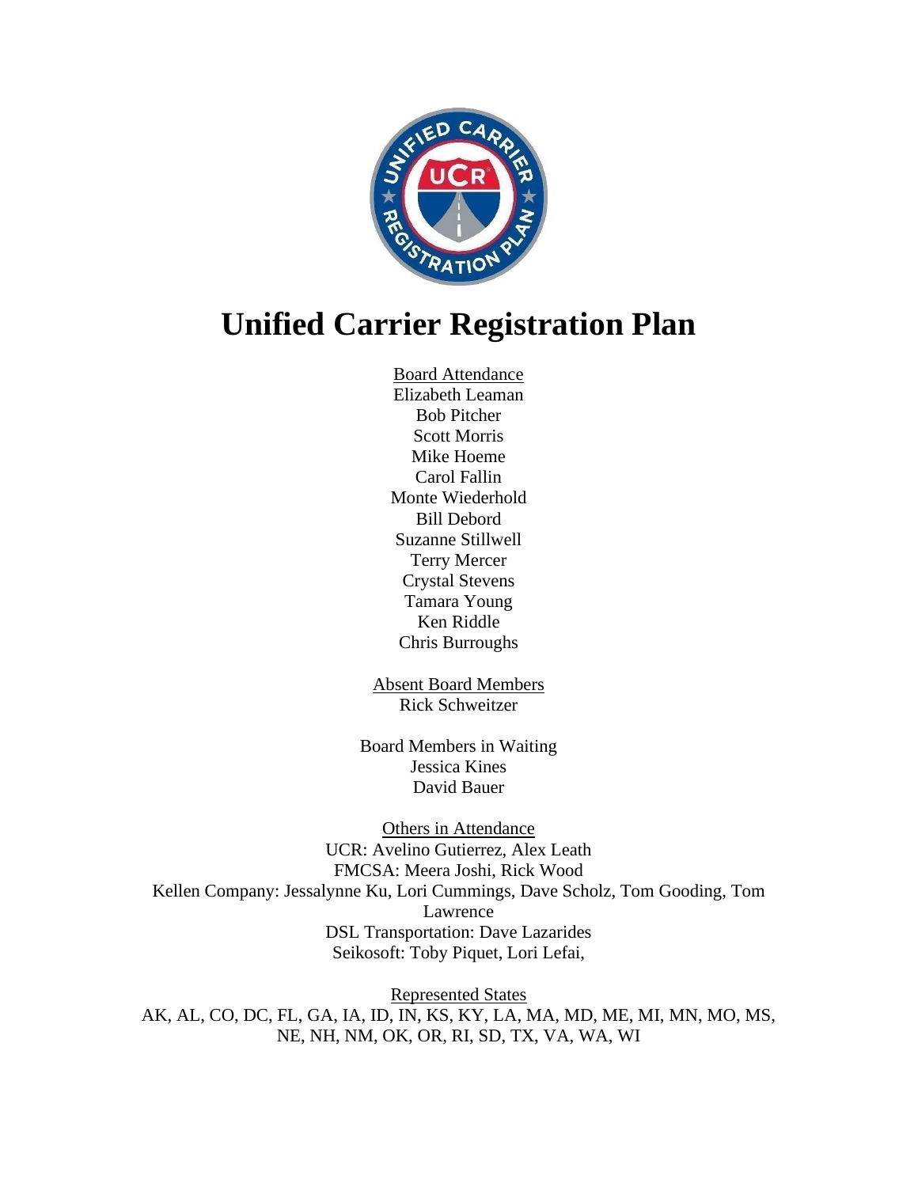# Unified Carrier Registration Plan

Board Attendance
Elizabeth Leaman
Bob Pitcher
Scott Morris
Mike Hoeme
Carol Fallin
Monte Wiederhold
Bill Debord
Suzanne Stillwell
Terry Mercer
Crystal Stevens
Tamara Young
Ken Riddle
Chris Burroughs

Absent Board Members
Rick Schweitzer

Board Members in Waiting
Jessica Kines
David Bauer

Others in Attendance
UCR: Avelino Gutierrez, Alex Leath
FMCSA: Meera Joshi, Rick Wood
Kellen Company: Jessalynne Ku, Lori Cummings, Dave Scholz, Tom Gooding, Tom Lawrence
DSL Transportation: Dave Lazarides
Seikosoft: Toby Piquet, Lori Lefai,

Represented States
AK, AL, CO, DC, FL, GA, IA, ID, IN, KS, KY, LA, MA, MD, ME, MI, MN, MO, MS, NE, NH, NM, OK, OR, RI, SD, TX, VA, WA, WI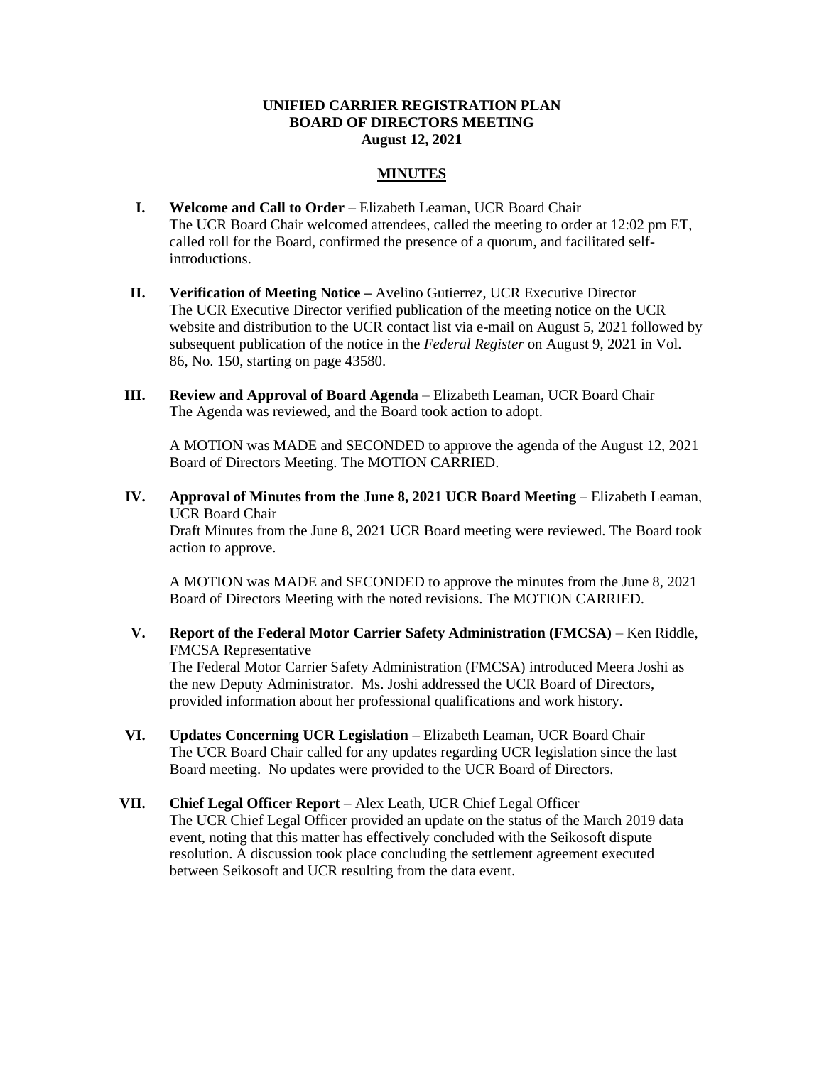**UNIFIED CARRIER REGISTRATION PLAN**
**BOARD OF DIRECTORS MEETING**
**August 12, 2021**

**MINUTES**

I. **Welcome and Call to Order –** Elizabeth Leaman, UCR Board Chair
The UCR Board Chair welcomed attendees, called the meeting to order at 12:02 pm ET, called roll for the Board, confirmed the presence of a quorum, and facilitated self-introductions.

II. **Verification of Meeting Notice –** Avelino Gutierrez, UCR Executive Director
The UCR Executive Director verified publication of the meeting notice on the UCR website and distribution to the UCR contact list via e-mail on August 5, 2021 followed by subsequent publication of the notice in the *Federal Register* on August 9, 2021 in Vol. 86, No. 150, starting on page 43580.

III. **Review and Approval of Board Agenda** – Elizabeth Leaman, UCR Board Chair
The Agenda was reviewed, and the Board took action to adopt.

A MOTION was MADE and SECONDED to approve the agenda of the August 12, 2021 Board of Directors Meeting. The MOTION CARRIED.

IV. **Approval of Minutes from the June 8, 2021 UCR Board Meeting** – Elizabeth Leaman, UCR Board Chair
Draft Minutes from the June 8, 2021 UCR Board meeting were reviewed. The Board took action to approve.

A MOTION was MADE and SECONDED to approve the minutes from the June 8, 2021 Board of Directors Meeting with the noted revisions. The MOTION CARRIED.

V. **Report of the Federal Motor Carrier Safety Administration (FMCSA)** – Ken Riddle, FMCSA Representative
The Federal Motor Carrier Safety Administration (FMCSA) introduced Meera Joshi as the new Deputy Administrator. Ms. Joshi addressed the UCR Board of Directors, provided information about her professional qualifications and work history.

VI. **Updates Concerning UCR Legislation** – Elizabeth Leaman, UCR Board Chair
The UCR Board Chair called for any updates regarding UCR legislation since the last Board meeting. No updates were provided to the UCR Board of Directors.

VII. **Chief Legal Officer Report** – Alex Leath, UCR Chief Legal Officer
The UCR Chief Legal Officer provided an update on the status of the March 2019 data event, noting that this matter has effectively concluded with the Seikosoft dispute resolution. A discussion took place concluding the settlement agreement executed between Seikosoft and UCR resulting from the data event.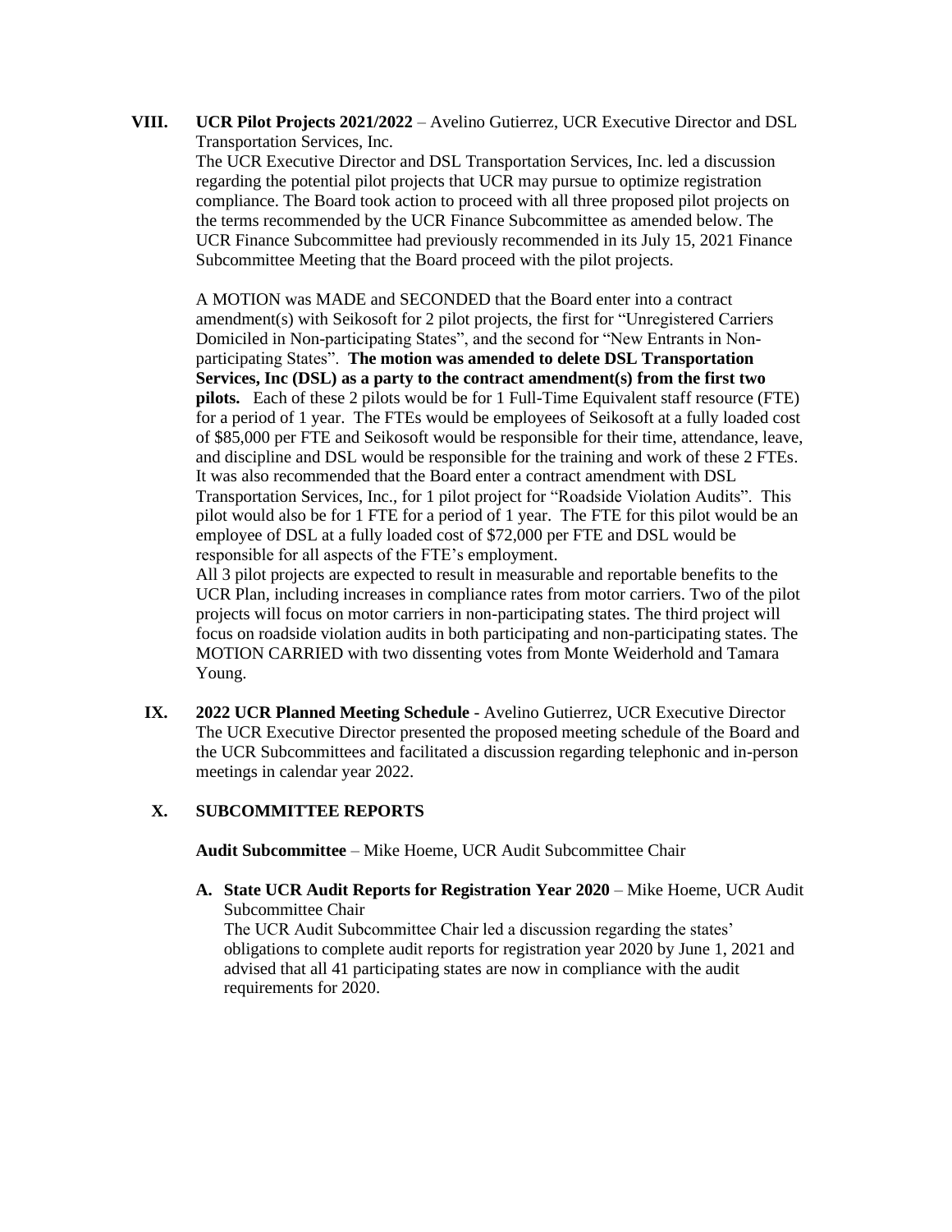**VIII. UCR Pilot Projects 2021/2022** – Avelino Gutierrez, UCR Executive Director and DSL Transportation Services, Inc.

The UCR Executive Director and DSL Transportation Services, Inc. led a discussion regarding the potential pilot projects that UCR may pursue to optimize registration compliance. The Board took action to proceed with all three proposed pilot projects on the terms recommended by the UCR Finance Subcommittee as amended below. The UCR Finance Subcommittee had previously recommended in its July 15, 2021 Finance Subcommittee Meeting that the Board proceed with the pilot projects.

A MOTION was MADE and SECONDED that the Board enter into a contract amendment(s) with Seikosoft for 2 pilot projects, the first for "Unregistered Carriers Domiciled in Non-participating States", and the second for "New Entrants in Non-participating States". **The motion was amended to delete DSL Transportation Services, Inc (DSL) as a party to the contract amendment(s) from the first two pilots.** Each of these 2 pilots would be for 1 Full-Time Equivalent staff resource (FTE) for a period of 1 year. The FTEs would be employees of Seikosoft at a fully loaded cost of $85,000 per FTE and Seikosoft would be responsible for their time, attendance, leave, and discipline and DSL would be responsible for the training and work of these 2 FTEs. It was also recommended that the Board enter a contract amendment with DSL Transportation Services, Inc., for 1 pilot project for "Roadside Violation Audits". This pilot would also be for 1 FTE for a period of 1 year. The FTE for this pilot would be an employee of DSL at a fully loaded cost of $72,000 per FTE and DSL would be responsible for all aspects of the FTE's employment.

All 3 pilot projects are expected to result in measurable and reportable benefits to the UCR Plan, including increases in compliance rates from motor carriers. Two of the pilot projects will focus on motor carriers in non-participating states. The third project will focus on roadside violation audits in both participating and non-participating states. The MOTION CARRIED with two dissenting votes from Monte Weiderhold and Tamara Young.

**IX. 2022 UCR Planned Meeting Schedule** - Avelino Gutierrez, UCR Executive Director

The UCR Executive Director presented the proposed meeting schedule of the Board and the UCR Subcommittees and facilitated a discussion regarding telephonic and in-person meetings in calendar year 2022.

**X. SUBCOMMITTEE REPORTS**

**Audit Subcommittee** – Mike Hoeme, UCR Audit Subcommittee Chair

**A. State UCR Audit Reports for Registration Year 2020** – Mike Hoeme, UCR Audit Subcommittee Chair

The UCR Audit Subcommittee Chair led a discussion regarding the states' obligations to complete audit reports for registration year 2020 by June 1, 2021 and advised that all 41 participating states are now in compliance with the audit requirements for 2020.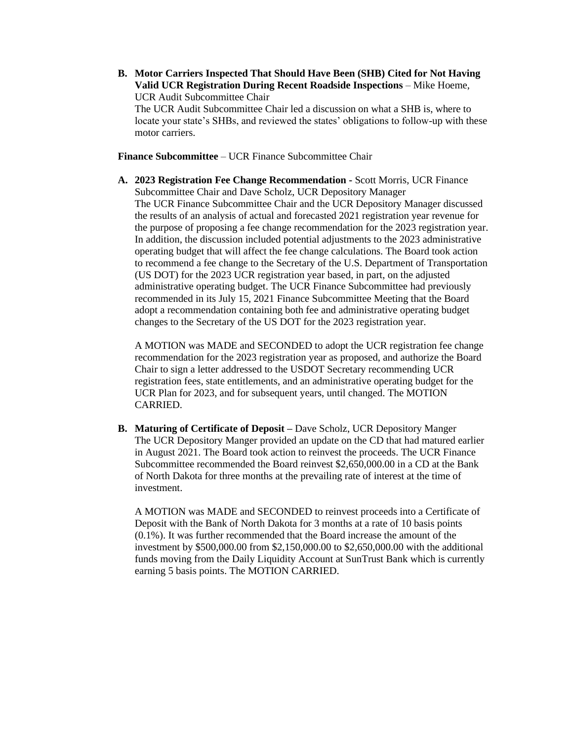**B. Motor Carriers Inspected That Should Have Been (SHB) Cited for Not Having Valid UCR Registration During Recent Roadside Inspections** – Mike Hoeme, UCR Audit Subcommittee Chair

The UCR Audit Subcommittee Chair led a discussion on what a SHB is, where to locate your state's SHBs, and reviewed the states' obligations to follow-up with these motor carriers.

**Finance Subcommittee** – UCR Finance Subcommittee Chair

**A. 2023 Registration Fee Change Recommendation -** Scott Morris, UCR Finance Subcommittee Chair and Dave Scholz, UCR Depository Manager

The UCR Finance Subcommittee Chair and the UCR Depository Manager discussed the results of an analysis of actual and forecasted 2021 registration year revenue for the purpose of proposing a fee change recommendation for the 2023 registration year. In addition, the discussion included potential adjustments to the 2023 administrative operating budget that will affect the fee change calculations. The Board took action to recommend a fee change to the Secretary of the U.S. Department of Transportation (US DOT) for the 2023 UCR registration year based, in part, on the adjusted administrative operating budget. The UCR Finance Subcommittee had previously recommended in its July 15, 2021 Finance Subcommittee Meeting that the Board adopt a recommendation containing both fee and administrative operating budget changes to the Secretary of the US DOT for the 2023 registration year.

A MOTION was MADE and SECONDED to adopt the UCR registration fee change recommendation for the 2023 registration year as proposed, and authorize the Board Chair to sign a letter addressed to the USDOT Secretary recommending UCR registration fees, state entitlements, and an administrative operating budget for the UCR Plan for 2023, and for subsequent years, until changed. The MOTION CARRIED.

**B. Maturing of Certificate of Deposit –** Dave Scholz, UCR Depository Manger

The UCR Depository Manger provided an update on the CD that had matured earlier in August 2021. The Board took action to reinvest the proceeds. The UCR Finance Subcommittee recommended the Board reinvest $2,650,000.00 in a CD at the Bank of North Dakota for three months at the prevailing rate of interest at the time of investment.

A MOTION was MADE and SECONDED to reinvest proceeds into a Certificate of Deposit with the Bank of North Dakota for 3 months at a rate of 10 basis points (0.1%). It was further recommended that the Board increase the amount of the investment by $500,000.00 from $2,150,000.00 to $2,650,000.00 with the additional funds moving from the Daily Liquidity Account at SunTrust Bank which is currently earning 5 basis points. The MOTION CARRIED.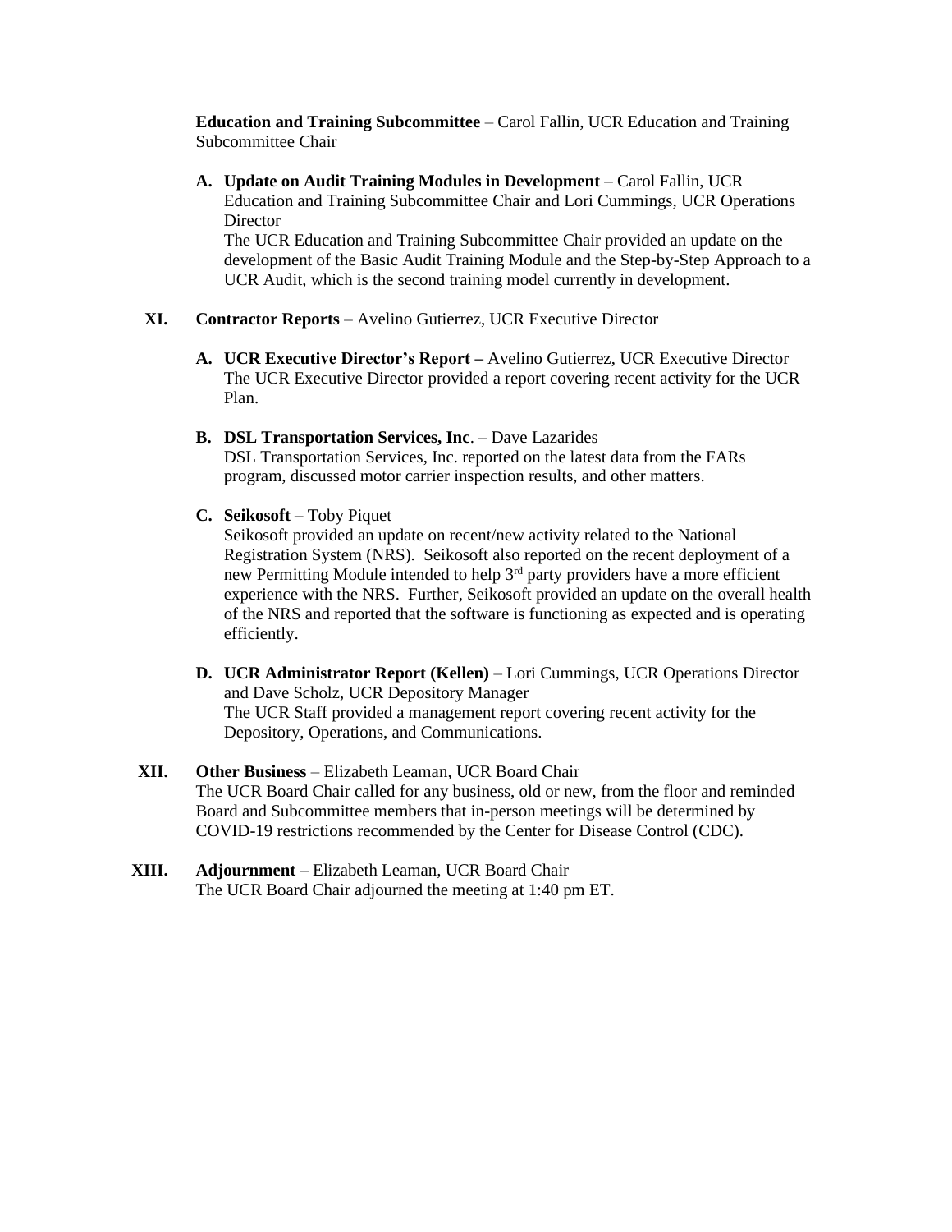**Education and Training Subcommittee** – Carol Fallin, UCR Education and Training Subcommittee Chair

**A. Update on Audit Training Modules in Development** – Carol Fallin, UCR Education and Training Subcommittee Chair and Lori Cummings, UCR Operations Director
The UCR Education and Training Subcommittee Chair provided an update on the development of the Basic Audit Training Module and the Step-by-Step Approach to a UCR Audit, which is the second training model currently in development.

**XI. Contractor Reports** – Avelino Gutierrez, UCR Executive Director

**A. UCR Executive Director's Report –** Avelino Gutierrez, UCR Executive Director
The UCR Executive Director provided a report covering recent activity for the UCR Plan.

**B. DSL Transportation Services, Inc**. – Dave Lazarides
DSL Transportation Services, Inc. reported on the latest data from the FARs program, discussed motor carrier inspection results, and other matters.

**C. Seikosoft –** Toby Piquet
Seikosoft provided an update on recent/new activity related to the National Registration System (NRS). Seikosoft also reported on the recent deployment of a new Permitting Module intended to help 3rd party providers have a more efficient experience with the NRS. Further, Seikosoft provided an update on the overall health of the NRS and reported that the software is functioning as expected and is operating efficiently.

**D. UCR Administrator Report (Kellen)** – Lori Cummings, UCR Operations Director and Dave Scholz, UCR Depository Manager
The UCR Staff provided a management report covering recent activity for the Depository, Operations, and Communications.

**XII. Other Business** – Elizabeth Leaman, UCR Board Chair
The UCR Board Chair called for any business, old or new, from the floor and reminded Board and Subcommittee members that in-person meetings will be determined by COVID-19 restrictions recommended by the Center for Disease Control (CDC).

**XIII. Adjournment** – Elizabeth Leaman, UCR Board Chair
The UCR Board Chair adjourned the meeting at 1:40 pm ET.